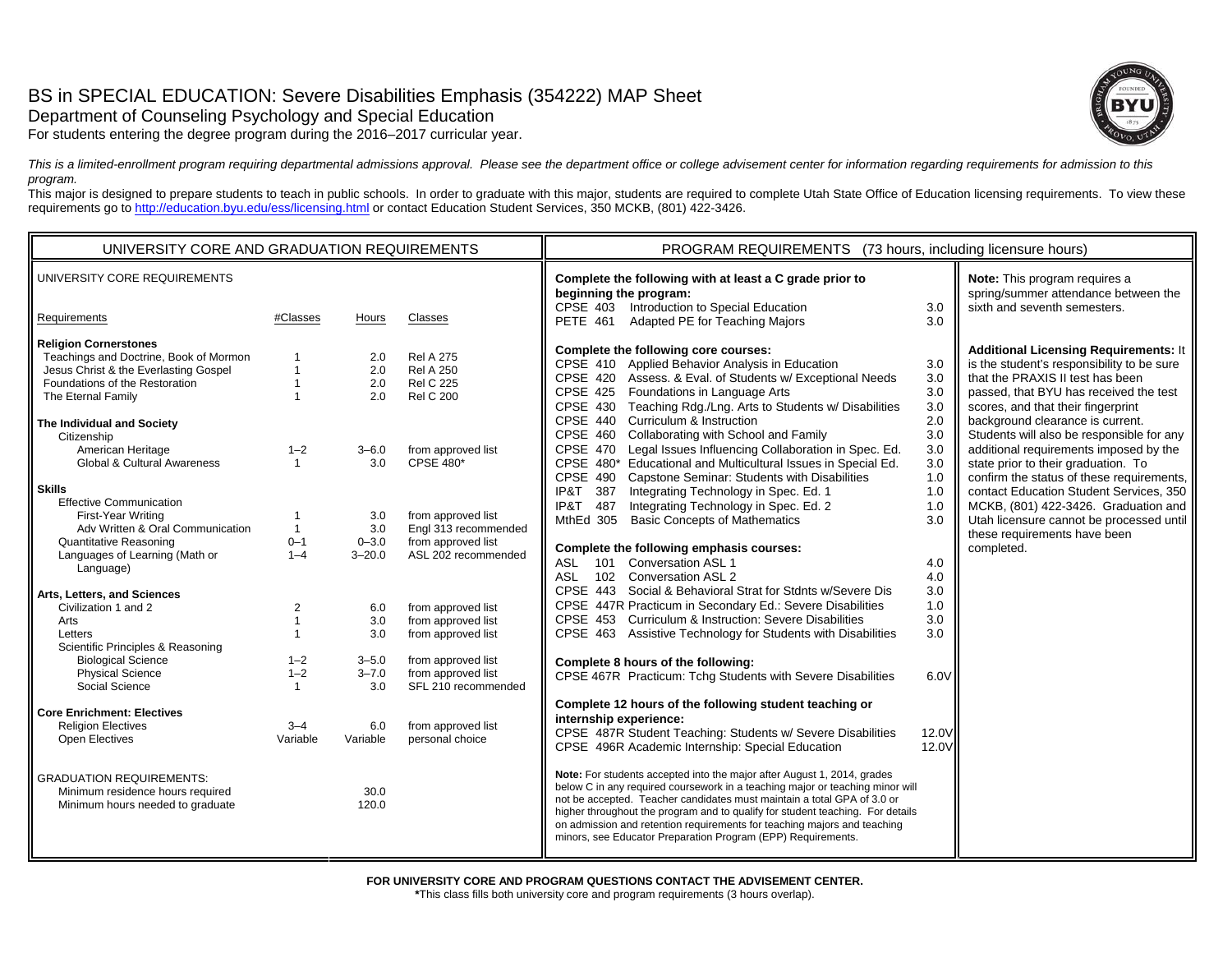# BS in SPECIAL EDUCATION: Severe Disabilities Emphasis (354222) MAP Sheet

Department of Counseling Psychology and Special Education

For students entering the degree program during the 2016–2017 curricular year.

*This is a limited-enrollment program requiring departmental admissions approval. Please see the department office or college advisement center for information regarding requirements for admission to this program.*

This major is designed to prepare students to teach in public schools. In order to graduate with this major, students are required to complete Utah State Office of Education licensing requirements. To view these requirements go to http://education.byu.edu/ess/licensing.html or contact Education Student Services, 350 MCKB, (801) 422-3426.

## UNIVERSITY CORE AND GRADUATION REQUIREMENTS

UNIVERSITY CORE REQUIREMENTS

| Requirements | #Classes | Hours | Classes |
|---|---|---|---|
| **Religion Cornerstones** | | | |
| Teachings and Doctrine, Book of Mormon | 1 | 2.0 | Rel A 275 |
| Jesus Christ & the Everlasting Gospel | 1 | 2.0 | Rel A 250 |
| Foundations of the Restoration | 1 | 2.0 | Rel C 225 |
| The Eternal Family | 1 | 2.0 | Rel C 200 |
| **The Individual and Society** | | | |
| Citizenship | | | |
| American Heritage | 1–2 | 3–6.0 | from approved list |
| Global & Cultural Awareness | 1 | 3.0 | CPSE 480* |
| **Skills** | | | |
| Effective Communication | | | |
| First-Year Writing | 1 | 3.0 | from approved list |
| Adv Written & Oral Communication | 1 | 3.0 | Engl 313 recommended |
| Quantitative Reasoning | 0–1 | 0–3.0 | from approved list |
| Languages of Learning (Math or Language) | 1–4 | 3–20.0 | ASL 202 recommended |
| **Arts, Letters, and Sciences** | | | |
| Civilization 1 and 2 | 2 | 6.0 | from approved list |
| Arts | 1 | 3.0 | from approved list |
| Letters | 1 | 3.0 | from approved list |
| Scientific Principles & Reasoning | | | |
| Biological Science | 1–2 | 3–5.0 | from approved list |
| Physical Science | 1–2 | 3–7.0 | from approved list |
| Social Science | 1 | 3.0 | SFL 210 recommended |
| **Core Enrichment: Electives** | | | |
| Religion Electives | 3–4 | 6.0 | from approved list |
| Open Electives | Variable | Variable | personal choice |

GRADUATION REQUIREMENTS:

| | Hours |
|---|---|
| Minimum residence hours required | 30.0 |
| Minimum hours needed to graduate | 120.0 |

## PROGRAM REQUIREMENTS (73 hours, including licensure hours)

**Complete the following with at least a C grade prior to beginning the program:**

| Course | Title | Hours |
|---|---|---|
| CPSE 403 | Introduction to Special Education | 3.0 |
| PETE 461 | Adapted PE for Teaching Majors | 3.0 |

**Complete the following core courses:**

| Course | Title | Hours |
|---|---|---|
| CPSE 410 | Applied Behavior Analysis in Education | 3.0 |
| CPSE 420 | Assess. & Eval. of Students w/ Exceptional Needs | 3.0 |
| CPSE 425 | Foundations in Language Arts | 3.0 |
| CPSE 430 | Teaching Rdg./Lng. Arts to Students w/ Disabilities | 3.0 |
| CPSE 440 | Curriculum & Instruction | 2.0 |
| CPSE 460 | Collaborating with School and Family | 3.0 |
| CPSE 470 | Legal Issues Influencing Collaboration in Spec. Ed. | 3.0 |
| CPSE 480* | Educational and Multicultural Issues in Special Ed. | 3.0 |
| CPSE 490 | Capstone Seminar: Students with Disabilities | 1.0 |
| IP&T 387 | Integrating Technology in Spec. Ed. 1 | 1.0 |
| IP&T 487 | Integrating Technology in Spec. Ed. 2 | 1.0 |
| MthEd 305 | Basic Concepts of Mathematics | 3.0 |

**Complete the following emphasis courses:**

| Course | Title | Hours |
|---|---|---|
| ASL 101 | Conversation ASL 1 | 4.0 |
| ASL 102 | Conversation ASL 2 | 4.0 |
| CPSE 443 | Social & Behavioral Strat for Stdnts w/Severe Dis | 3.0 |
| CPSE 447R | Practicum in Secondary Ed.: Severe Disabilities | 1.0 |
| CPSE 453 | Curriculum & Instruction: Severe Disabilities | 3.0 |
| CPSE 463 | Assistive Technology for Students with Disabilities | 3.0 |

**Complete 8 hours of the following:**

| Course | Title | Hours |
|---|---|---|
| CPSE 467R | Practicum: Tchg Students with Severe Disabilities | 6.0V |

**Complete 12 hours of the following student teaching or internship experience:**

| Course | Title | Hours |
|---|---|---|
| CPSE 487R | Student Teaching: Students w/ Severe Disabilities | 12.0V |
| CPSE 496R | Academic Internship: Special Education | 12.0V |

**Note:** For students accepted into the major after August 1, 2014, grades below C in any required coursework in a teaching major or teaching minor will not be accepted. Teacher candidates must maintain a total GPA of 3.0 or higher throughout the program and to qualify for student teaching. For details on admission and retention requirements for teaching majors and teaching minors, see Educator Preparation Program (EPP) Requirements.

**Note:** This program requires a spring/summer attendance between the sixth and seventh semesters.

**Additional Licensing Requirements:** It is the student's responsibility to be sure that the PRAXIS II test has been passed, that BYU has received the test scores, and that their fingerprint background clearance is current. Students will also be responsible for any additional requirements imposed by the state prior to their graduation. To confirm the status of these requirements, contact Education Student Services, 350 MCKB, (801) 422-3426. Graduation and Utah licensure cannot be processed until these requirements have been completed.

**FOR UNIVERSITY CORE AND PROGRAM QUESTIONS CONTACT THE ADVISEMENT CENTER.**

*This class fills both university core and program requirements (3 hours overlap).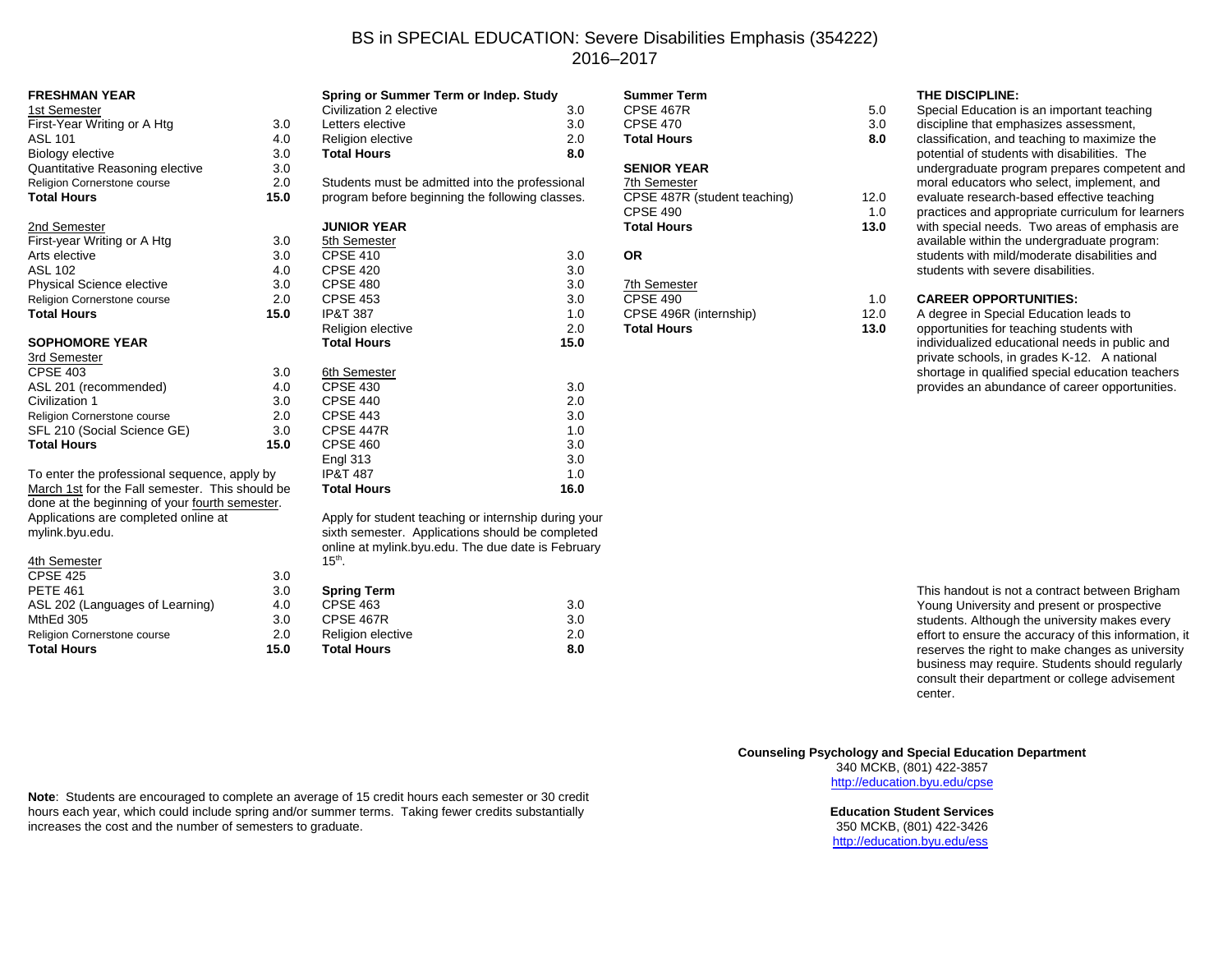# BS in SPECIAL EDUCATION: Severe Disabilities Emphasis (354222)
## 2016–2017

### FRESHMAN YEAR

1st Semester

| | |
|---|---|
| First-Year Writing or A Htg | 3.0 |
| ASL 101 | 4.0 |
| Biology elective | 3.0 |
| Quantitative Reasoning elective | 3.0 |
| Religion Cornerstone course | 2.0 |
| **Total Hours** | **15.0** |

2nd Semester

| | |
|---|---|
| First-year Writing or A Htg | 3.0 |
| Arts elective | 3.0 |
| ASL 102 | 4.0 |
| Physical Science elective | 3.0 |
| Religion Cornerstone course | 2.0 |
| **Total Hours** | **15.0** |

### SOPHOMORE YEAR

3rd Semester

| | |
|---|---|
| CPSE 403 | 3.0 |
| ASL 201 (recommended) | 4.0 |
| Civilization 1 | 3.0 |
| Religion Cornerstone course | 2.0 |
| SFL 210 (Social Science GE) | 3.0 |
| **Total Hours** | **15.0** |

To enter the professional sequence, apply by March 1st for the Fall semester. This should be done at the beginning of your fourth semester. Applications are completed online at mylink.byu.edu.

4th Semester

| | |
|---|---|
| CPSE 425 | 3.0 |
| PETE 461 | 3.0 |
| ASL 202 (Languages of Learning) | 4.0 |
| MthEd 305 | 3.0 |
| Religion Cornerstone course | 2.0 |
| **Total Hours** | **15.0** |

**Spring or Summer Term or Indep. Study**

| | |
|---|---|
| Civilization 2 elective | 3.0 |
| Letters elective | 3.0 |
| Religion elective | 2.0 |
| **Total Hours** | **8.0** |

Students must be admitted into the professional program before beginning the following classes.

### JUNIOR YEAR

5th Semester

| | |
|---|---|
| CPSE 410 | 3.0 |
| CPSE 420 | 3.0 |
| CPSE 480 | 3.0 |
| CPSE 453 | 3.0 |
| IP&T 387 | 1.0 |
| Religion elective | 2.0 |
| **Total Hours** | **15.0** |

6th Semester

| | |
|---|---|
| CPSE 430 | 3.0 |
| CPSE 440 | 2.0 |
| CPSE 443 | 3.0 |
| CPSE 447R | 1.0 |
| CPSE 460 | 3.0 |
| Engl 313 | 3.0 |
| IP&T 487 | 1.0 |
| **Total Hours** | **16.0** |

Apply for student teaching or internship during your sixth semester. Applications should be completed online at mylink.byu.edu. The due date is February 15th.

**Spring Term**

| | |
|---|---|
| CPSE 463 | 3.0 |
| CPSE 467R | 3.0 |
| Religion elective | 2.0 |
| **Total Hours** | **8.0** |

**Summer Term**

| | |
|---|---|
| CPSE 467R | 5.0 |
| CPSE 470 | 3.0 |
| **Total Hours** | **8.0** |

### SENIOR YEAR

7th Semester

| | |
|---|---|
| CPSE 487R (student teaching) | 12.0 |
| CPSE 490 | 1.0 |
| **Total Hours** | **13.0** |

**OR**

7th Semester

| | |
|---|---|
| CPSE 490 | 1.0 |
| CPSE 496R (internship) | 12.0 |
| **Total Hours** | **13.0** |

**THE DISCIPLINE:**

Special Education is an important teaching discipline that emphasizes assessment, classification, and teaching to maximize the potential of students with disabilities. The undergraduate program prepares competent and moral educators who select, implement, and evaluate research-based effective teaching practices and appropriate curriculum for learners with special needs. Two areas of emphasis are available within the undergraduate program: students with mild/moderate disabilities and students with severe disabilities.

**CAREER OPPORTUNITIES:**

A degree in Special Education leads to opportunities for teaching students with individualized educational needs in public and private schools, in grades K-12. A national shortage in qualified special education teachers provides an abundance of career opportunities.

This handout is not a contract between Brigham Young University and present or prospective students. Although the university makes every effort to ensure the accuracy of this information, it reserves the right to make changes as university business may require. Students should regularly consult their department or college advisement center.

**Note**: Students are encouraged to complete an average of 15 credit hours each semester or 30 credit hours each year, which could include spring and/or summer terms. Taking fewer credits substantially increases the cost and the number of semesters to graduate.

**Counseling Psychology and Special Education Department**
340 MCKB, (801) 422-3857
http://education.byu.edu/cpse

**Education Student Services**
350 MCKB, (801) 422-3426
http://education.byu.edu/ess